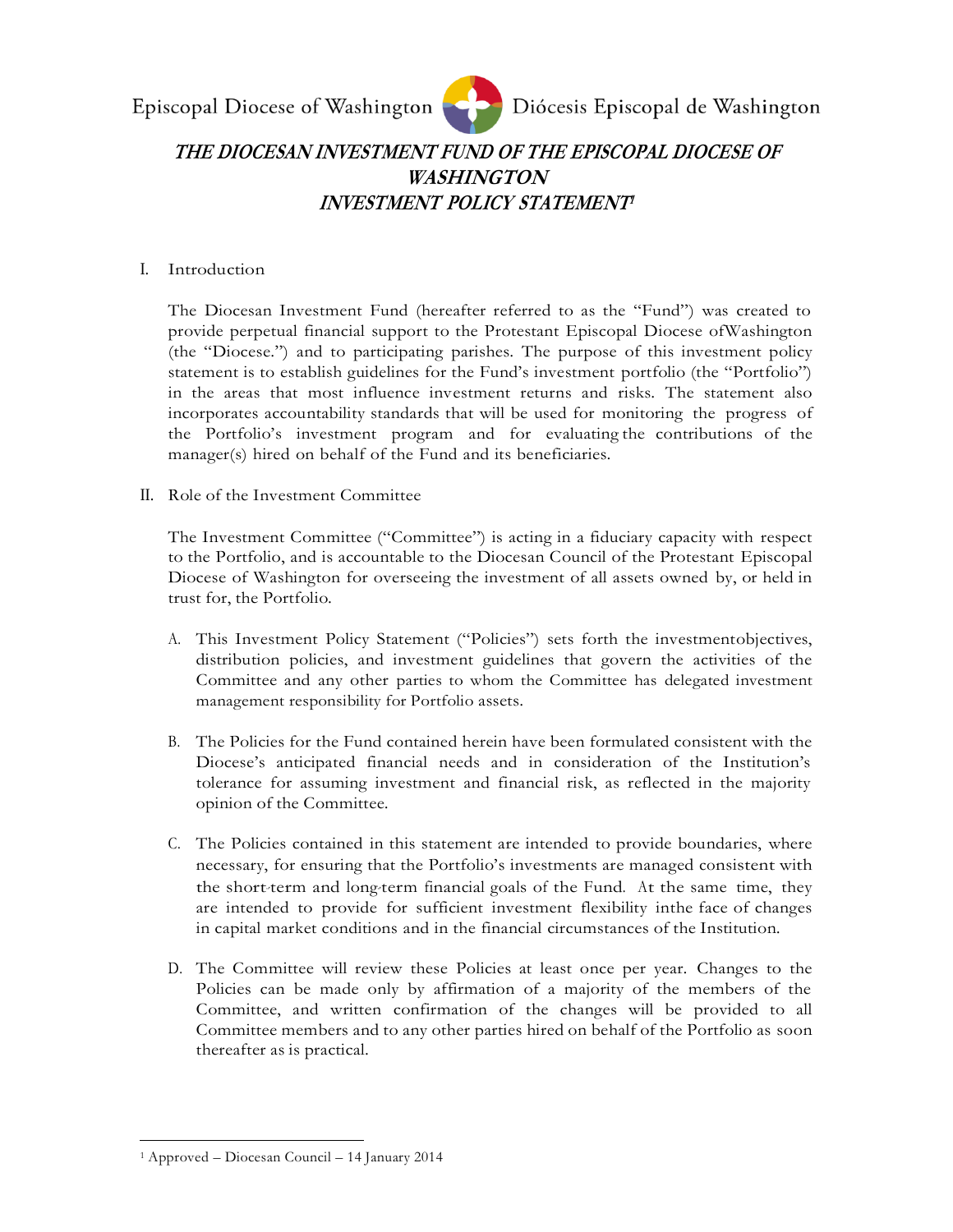Episcopal Diocese of Washington Diócesis Episcopal de Washington

# *THE DIOCESAN INVESTMENT FUND OF THE EPISCOPAL DIOCESE OF WASHINGTON INVESTMENT POLICY STATEMENT*[1]

I. Introduction

The Diocesan Investment Fund (hereafter referred to as the "Fund") was created to provide perpetual financial support to the Protestant Episcopal Diocese ofWashington (the "Diocese.") and to participating parishes. The purpose of this investment policy statement is to establish guidelines for the Fund's investment portfolio (the "Portfolio") in the areas that most influence investment returns and risks. The statement also incorporates accountability standards that will be used for monitoring the progress of the Portfolio's investment program and for evaluating the contributions of the manager(s) hired on behalf of the Fund and its beneficiaries.

II. Role of the Investment Committee

The Investment Committee ("Committee") is acting in a fiduciary capacity with respect to the Portfolio, and is accountable to the Diocesan Council of the Protestant Episcopal Diocese of Washington for overseeing the investment of all assets owned by, or held in trust for, the Portfolio.

A. This Investment Policy Statement ("Policies") sets forth the investmentobjectives, distribution policies, and investment guidelines that govern the activities of the Committee and any other parties to whom the Committee has delegated investment management responsibility for Portfolio assets.

B. The Policies for the Fund contained herein have been formulated consistent with the Diocese's anticipated financial needs and in consideration of the Institution's tolerance for assuming investment and financial risk, as reflected in the majority opinion of the Committee.

C. The Policies contained in this statement are intended to provide boundaries, where necessary, for ensuring that the Portfolio's investments are managed consistent with the short-term and long-term financial goals of the Fund. At the same time, they are intended to provide for sufficient investment flexibility inthe face of changes in capital market conditions and in the financial circumstances of the Institution.

D. The Committee will review these Policies at least once per year. Changes to the Policies can be made only by affirmation of a majority of the members of the Committee, and written confirmation of the changes will be provided to all Committee members and to any other parties hired on behalf of the Portfolio as soon thereafter as is practical.

---

[1] Approved – Diocesan Council – 14 January 2014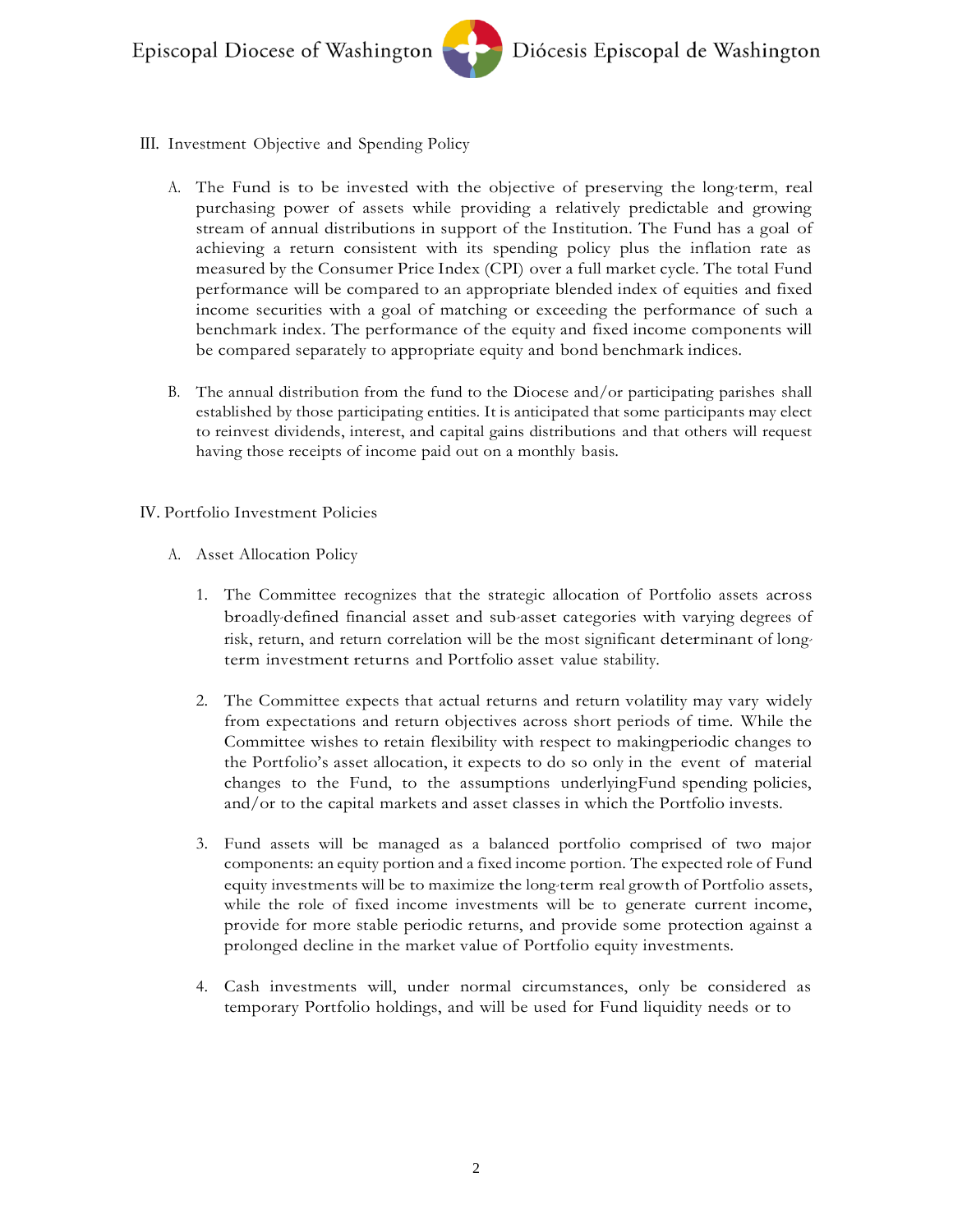## III. Investment Objective and Spending Policy

A. The Fund is to be invested with the objective of preserving the long-term, real purchasing power of assets while providing a relatively predictable and growing stream of annual distributions in support of the Institution. The Fund has a goal of achieving a return consistent with its spending policy plus the inflation rate as measured by the Consumer Price Index (CPI) over a full market cycle. The total Fund performance will be compared to an appropriate blended index of equities and fixed income securities with a goal of matching or exceeding the performance of such a benchmark index. The performance of the equity and fixed income components will be compared separately to appropriate equity and bond benchmark indices.

B. The annual distribution from the fund to the Diocese and/or participating parishes shall established by those participating entities. It is anticipated that some participants may elect to reinvest dividends, interest, and capital gains distributions and that others will request having those receipts of income paid out on a monthly basis.

## IV. Portfolio Investment Policies

A. Asset Allocation Policy

1. The Committee recognizes that the strategic allocation of Portfolio assets across broadly-defined financial asset and sub-asset categories with varying degrees of risk, return, and return correlation will be the most significant determinant of long-term investment returns and Portfolio asset value stability.

2. The Committee expects that actual returns and return volatility may vary widely from expectations and return objectives across short periods of time. While the Committee wishes to retain flexibility with respect to makingperiodic changes to the Portfolio's asset allocation, it expects to do so only in the event of material changes to the Fund, to the assumptions underlyingFund spending policies, and/or to the capital markets and asset classes in which the Portfolio invests.

3. Fund assets will be managed as a balanced portfolio comprised of two major components: an equity portion and a fixed income portion. The expected role of Fund equity investments will be to maximize the long-term real growth of Portfolio assets, while the role of fixed income investments will be to generate current income, provide for more stable periodic returns, and provide some protection against a prolonged decline in the market value of Portfolio equity investments.

4. Cash investments will, under normal circumstances, only be considered as temporary Portfolio holdings, and will be used for Fund liquidity needs or to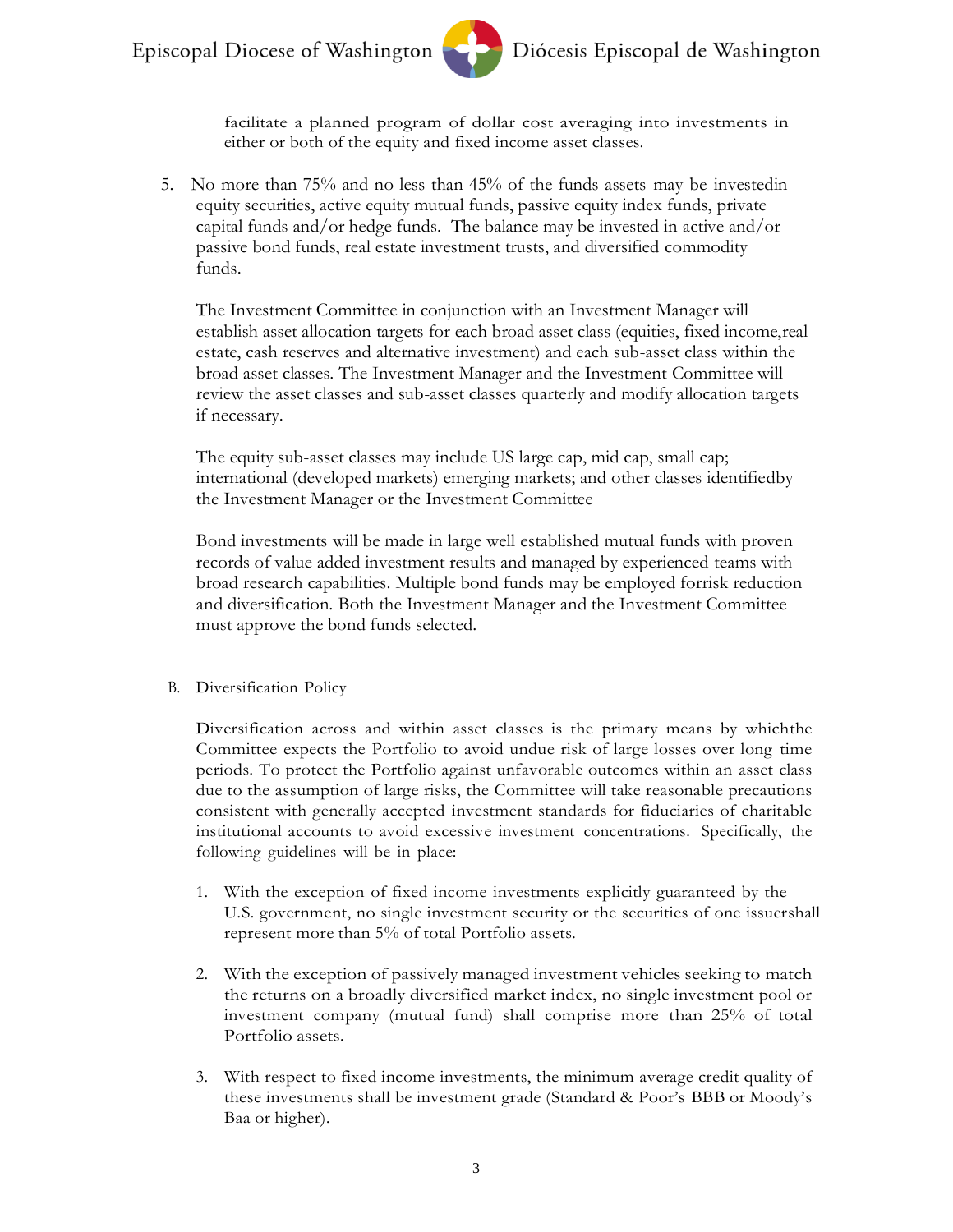facilitate a planned program of dollar cost averaging into investments in either or both of the equity and fixed income asset classes.

5. No more than 75% and no less than 45% of the funds assets may be investedin equity securities, active equity mutual funds, passive equity index funds, private capital funds and/or hedge funds. The balance may be invested in active and/or passive bond funds, real estate investment trusts, and diversified commodity funds.

   The Investment Committee in conjunction with an Investment Manager will establish asset allocation targets for each broad asset class (equities, fixed income,real estate, cash reserves and alternative investment) and each sub-asset class within the broad asset classes. The Investment Manager and the Investment Committee will review the asset classes and sub-asset classes quarterly and modify allocation targets if necessary.

   The equity sub-asset classes may include US large cap, mid cap, small cap; international (developed markets) emerging markets; and other classes identifiedby the Investment Manager or the Investment Committee

   Bond investments will be made in large well established mutual funds with proven records of value added investment results and managed by experienced teams with broad research capabilities. Multiple bond funds may be employed forrisk reduction and diversification. Both the Investment Manager and the Investment Committee must approve the bond funds selected.

B. Diversification Policy

   Diversification across and within asset classes is the primary means by whichthe Committee expects the Portfolio to avoid undue risk of large losses over long time periods. To protect the Portfolio against unfavorable outcomes within an asset class due to the assumption of large risks, the Committee will take reasonable precautions consistent with generally accepted investment standards for fiduciaries of charitable institutional accounts to avoid excessive investment concentrations. Specifically, the following guidelines will be in place:

   1. With the exception of fixed income investments explicitly guaranteed by the U.S. government, no single investment security or the securities of one issuershall represent more than 5% of total Portfolio assets.

   2. With the exception of passively managed investment vehicles seeking to match the returns on a broadly diversified market index, no single investment pool or investment company (mutual fund) shall comprise more than 25% of total Portfolio assets.

   3. With respect to fixed income investments, the minimum average credit quality of these investments shall be investment grade (Standard & Poor's BBB or Moody's Baa or higher).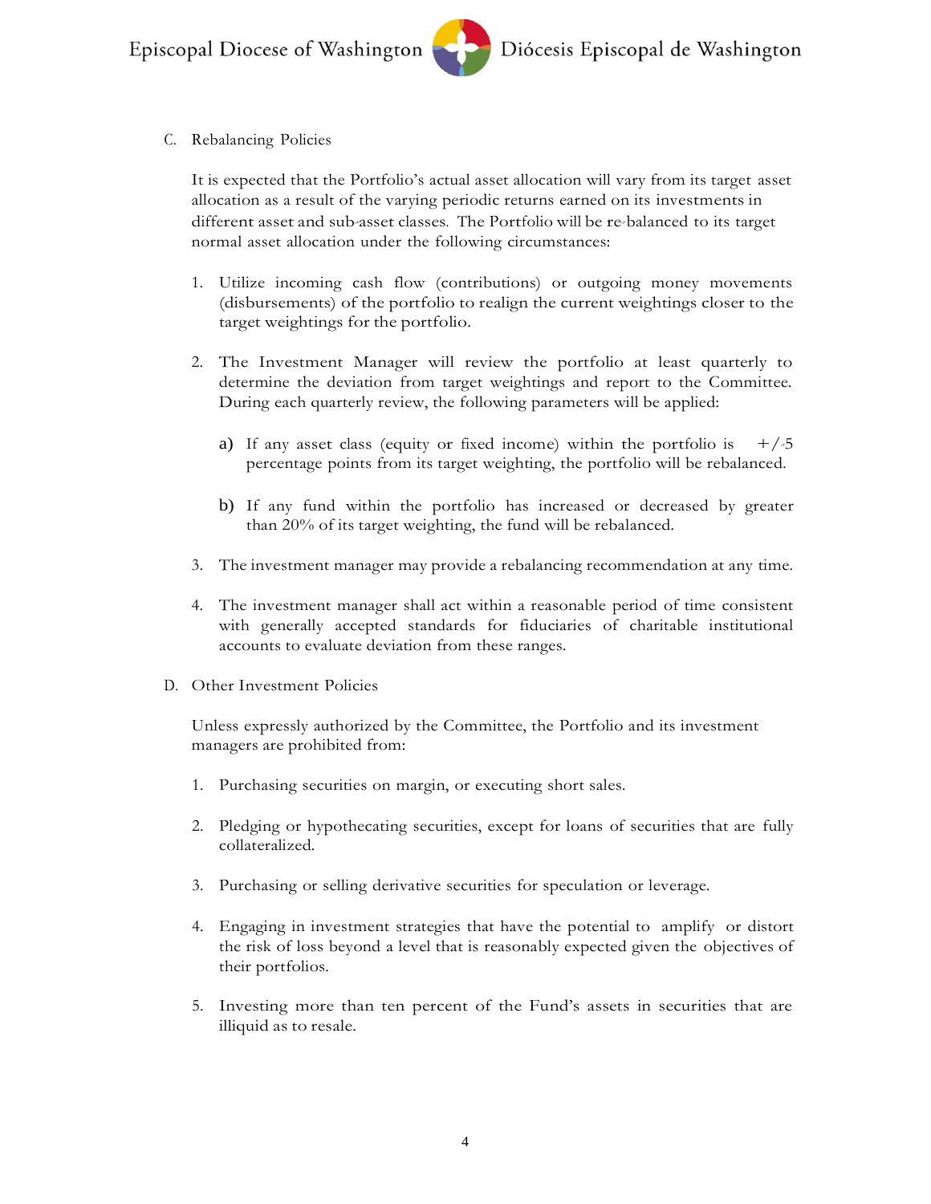C. Rebalancing Policies

It is expected that the Portfolio's actual asset allocation will vary from its target asset allocation as a result of the varying periodic returns earned on its investments in different asset and sub-asset classes. The Portfolio will be re-balanced to its target normal asset allocation under the following circumstances:

1. Utilize incoming cash flow (contributions) or outgoing money movements (disbursements) of the portfolio to realign the current weightings closer to the target weightings for the portfolio.

2. The Investment Manager will review the portfolio at least quarterly to determine the deviation from target weightings and report to the Committee. During each quarterly review, the following parameters will be applied:

   a) If any asset class (equity or fixed income) within the portfolio is +/-5 percentage points from its target weighting, the portfolio will be rebalanced.

   b) If any fund within the portfolio has increased or decreased by greater than 20% of its target weighting, the fund will be rebalanced.

3. The investment manager may provide a rebalancing recommendation at any time.

4. The investment manager shall act within a reasonable period of time consistent with generally accepted standards for fiduciaries of charitable institutional accounts to evaluate deviation from these ranges.

D. Other Investment Policies

Unless expressly authorized by the Committee, the Portfolio and its investment managers are prohibited from:

1. Purchasing securities on margin, or executing short sales.

2. Pledging or hypothecating securities, except for loans of securities that are fully collateralized.

3. Purchasing or selling derivative securities for speculation or leverage.

4. Engaging in investment strategies that have the potential to amplify or distort the risk of loss beyond a level that is reasonably expected given the objectives of their portfolios.

5. Investing more than ten percent of the Fund's assets in securities that are illiquid as to resale.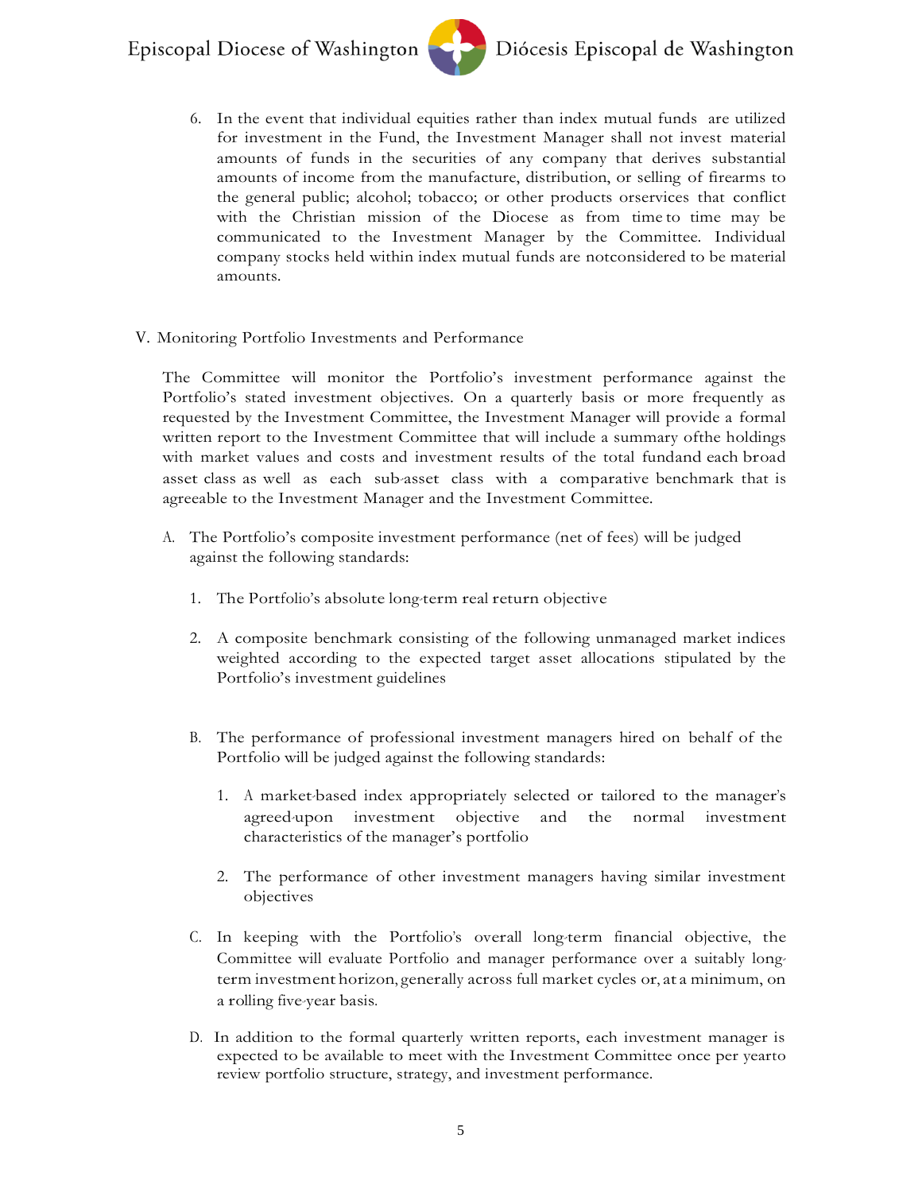6. In the event that individual equities rather than index mutual funds are utilized for investment in the Fund, the Investment Manager shall not invest material amounts of funds in the securities of any company that derives substantial amounts of income from the manufacture, distribution, or selling of firearms to the general public; alcohol; tobacco; or other products or services that conflict with the Christian mission of the Diocese as from time to time may be communicated to the Investment Manager by the Committee. Individual company stocks held within index mutual funds are not considered to be material amounts.

## V. Monitoring Portfolio Investments and Performance

The Committee will monitor the Portfolio's investment performance against the Portfolio's stated investment objectives. On a quarterly basis or more frequently as requested by the Investment Committee, the Investment Manager will provide a formal written report to the Investment Committee that will include a summary of the holdings with market values and costs and investment results of the total fund and each broad asset class as well as each sub-asset class with a comparative benchmark that is agreeable to the Investment Manager and the Investment Committee.

A. The Portfolio's composite investment performance (net of fees) will be judged against the following standards:

   1. The Portfolio's absolute long-term real return objective

   2. A composite benchmark consisting of the following unmanaged market indices weighted according to the expected target asset allocations stipulated by the Portfolio's investment guidelines

B. The performance of professional investment managers hired on behalf of the Portfolio will be judged against the following standards:

   1. A market-based index appropriately selected or tailored to the manager's agreed-upon investment objective and the normal investment characteristics of the manager's portfolio

   2. The performance of other investment managers having similar investment objectives

C. In keeping with the Portfolio's overall long-term financial objective, the Committee will evaluate Portfolio and manager performance over a suitably long-term investment horizon, generally across full market cycles or, at a minimum, on a rolling five-year basis.

D. In addition to the formal quarterly written reports, each investment manager is expected to be available to meet with the Investment Committee once per year to review portfolio structure, strategy, and investment performance.